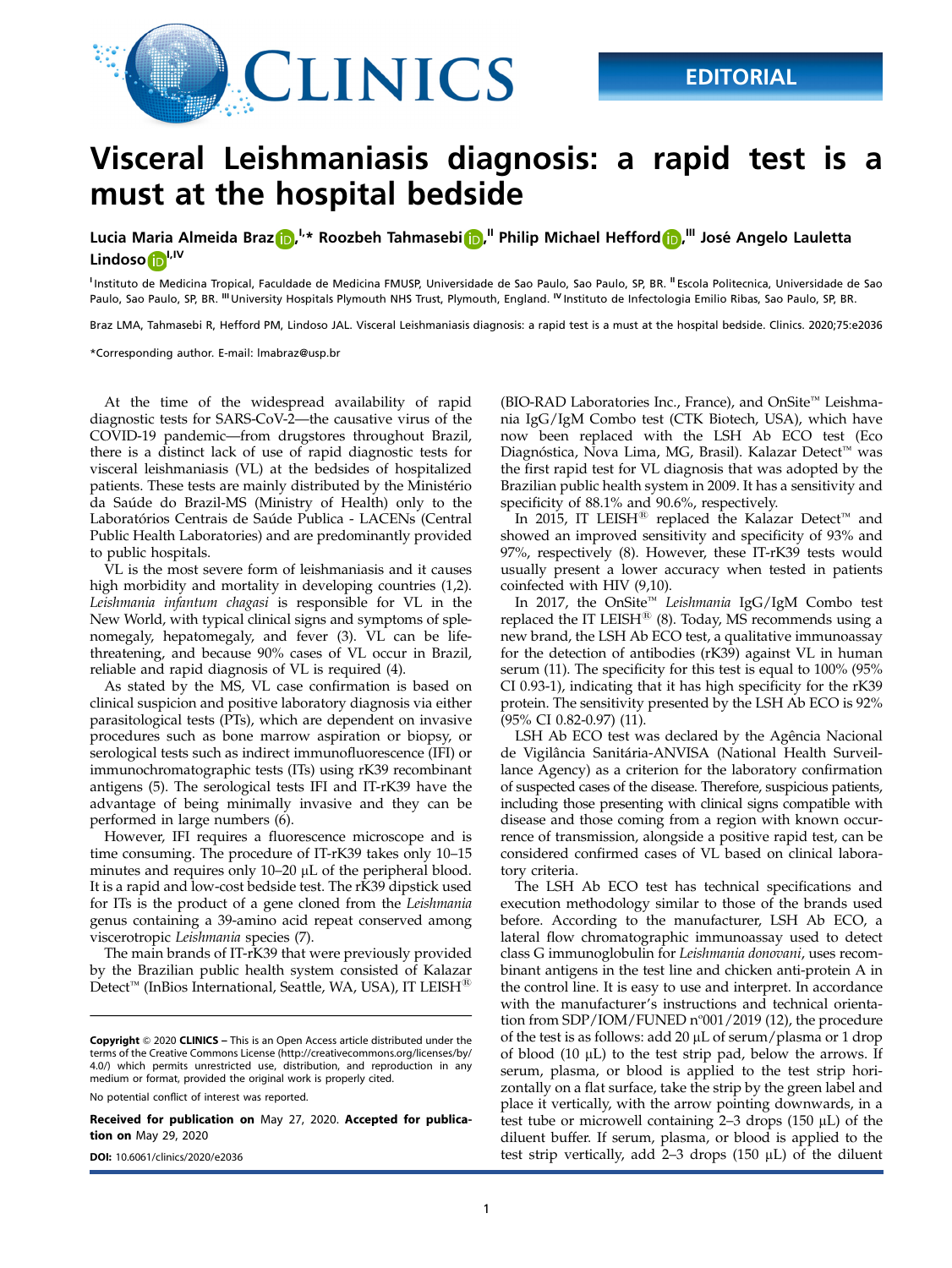EDITORIAL

# Visceral Leishmaniasis diagnosis: a rapid test is a must at the hospital bedside

**Lucia Maria Almeida Braz**[I,*] **Roozbeh Tahmasebi**[II] **Philip Michael Hefford**[III] **José Angelo Lauletta Lindoso**[I,IV]

[I] Instituto de Medicina Tropical, Faculdade de Medicina FMUSP, Universidade de Sao Paulo, Sao Paulo, SP, BR. [II] Escola Politecnica, Universidade de Sao Paulo, Sao Paulo, SP, BR. [III] University Hospitals Plymouth NHS Trust, Plymouth, England. [IV] Instituto de Infectologia Emilio Ribas, Sao Paulo, SP, BR.

Braz LMA, Tahmasebi R, Hefford PM, Lindoso JAL. Visceral Leishmaniasis diagnosis: a rapid test is a must at the hospital bedside. Clinics. 2020;75:e2036

*Corresponding author. E-mail: lmabraz@usp.br

At the time of the widespread availability of rapid diagnostic tests for SARS-CoV-2—the causative virus of the COVID-19 pandemic—from drugstores throughout Brazil, there is a distinct lack of use of rapid diagnostic tests for visceral leishmaniasis (VL) at the bedsides of hospitalized patients. These tests are mainly distributed by the Ministério da Saúde do Brazil-MS (Ministry of Health) only to the Laboratórios Centrais de Saúde Publica - LACENs (Central Public Health Laboratories) and are predominantly provided to public hospitals.

VL is the most severe form of leishmaniasis and it causes high morbidity and mortality in developing countries (1,2). *Leishmania infantum chagasi* is responsible for VL in the New World, with typical clinical signs and symptoms of splenomegaly, hepatomegaly, and fever (3). VL can be life-threatening, and because 90% cases of VL occur in Brazil, reliable and rapid diagnosis of VL is required (4).

As stated by the MS, VL case confirmation is based on clinical suspicion and positive laboratory diagnosis via either parasitological tests (PTs), which are dependent on invasive procedures such as bone marrow aspiration or biopsy, or serological tests such as indirect immunofluorescence (IFI) or immunochromatographic tests (ITs) using rK39 recombinant antigens (5). The serological tests IFI and IT-rK39 have the advantage of being minimally invasive and they can be performed in large numbers (6).

However, IFI requires a fluorescence microscope and is time consuming. The procedure of IT-rK39 takes only 10–15 minutes and requires only 10–20 µL of the peripheral blood. It is a rapid and low-cost bedside test. The rK39 dipstick used for ITs is the product of a gene cloned from the *Leishmania* genus containing a 39-amino acid repeat conserved among viscerotropic *Leishmania* species (7).

The main brands of IT-rK39 that were previously provided by the Brazilian public health system consisted of Kalazar Detect™ (InBios International, Seattle, WA, USA), IT LEISH® (BIO-RAD Laboratories Inc., France), and OnSite™ Leishmania IgG/IgM Combo test (CTK Biotech, USA), which have now been replaced with the LSH Ab ECO test (Eco Diagnóstica, Nova Lima, MG, Brasil). Kalazar Detect™ was the first rapid test for VL diagnosis that was adopted by the Brazilian public health system in 2009. It has a sensitivity and specificity of 88.1% and 90.6%, respectively.

In 2015, IT LEISH® replaced the Kalazar Detect™ and showed an improved sensitivity and specificity of 93% and 97%, respectively (8). However, these IT-rK39 tests would usually present a lower accuracy when tested in patients coinfected with HIV (9,10).

In 2017, the OnSite™ *Leishmania* IgG/IgM Combo test replaced the IT LEISH® (8). Today, MS recommends using a new brand, the LSH Ab ECO test, a qualitative immunoassay for the detection of antibodies (rK39) against VL in human serum (11). The specificity for this test is equal to 100% (95% CI 0.93-1), indicating that it has high specificity for the rK39 protein. The sensitivity presented by the LSH Ab ECO is 92% (95% CI 0.82-0.97) (11).

LSH Ab ECO test was declared by the Agência Nacional de Vigilância Sanitária-ANVISA (National Health Surveillance Agency) as a criterion for the laboratory confirmation of suspected cases of the disease. Therefore, suspicious patients, including those presenting with clinical signs compatible with disease and those coming from a region with known occurrence of transmission, alongside a positive rapid test, can be considered confirmed cases of VL based on clinical laboratory criteria.

The LSH Ab ECO test has technical specifications and execution methodology similar to those of the brands used before. According to the manufacturer, LSH Ab ECO, a lateral flow chromatographic immunoassay used to detect class G immunoglobulin for *Leishmania donovani*, uses recombinant antigens in the test line and chicken anti-protein A in the control line. It is easy to use and interpret. In accordance with the manufacturer's instructions and technical orientation from SDP/IOM/FUNED n°001/2019 (12), the procedure of the test is as follows: add 20 µL of serum/plasma or 1 drop of blood (10 µL) to the test strip pad, below the arrows. If serum, plasma, or blood is applied to the test strip horizontally on a flat surface, take the strip by the green label and place it vertically, with the arrow pointing downwards, in a test tube or microwell containing 2–3 drops (150 µL) of the diluent buffer. If serum, plasma, or blood is applied to the test strip vertically, add 2–3 drops (150 µL) of the diluent

**Copyright** © 2020 **CLINICS** – This is an Open Access article distributed under the terms of the Creative Commons License (http://creativecommons.org/licenses/by/4.0/) which permits unrestricted use, distribution, and reproduction in any medium or format, provided the original work is properly cited.

No potential conflict of interest was reported.

**Received for publication on** May 27, 2020. **Accepted for publication on** May 29, 2020

**DOI:** 10.6061/clinics/2020/e2036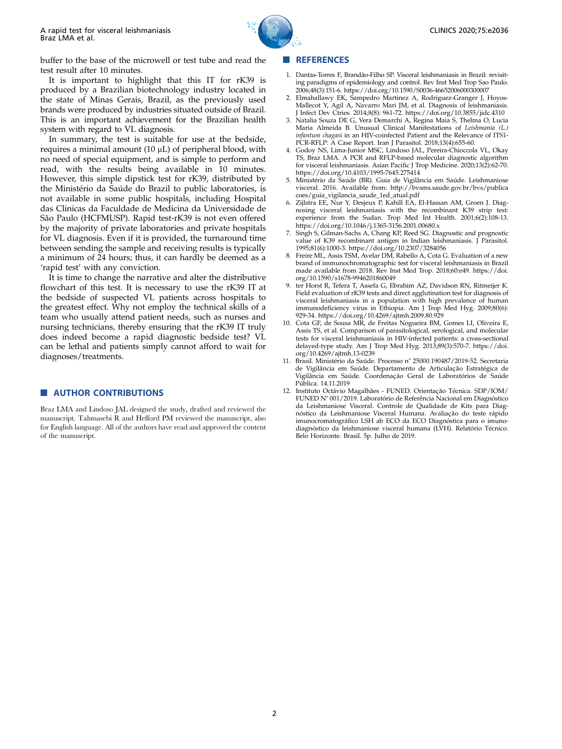buffer to the base of the microwell or test tube and read the test result after 10 minutes.

It is important to highlight that this IT for rK39 is produced by a Brazilian biotechnology industry located in the state of Minas Gerais, Brazil, as the previously used brands were produced by industries situated outside of Brazil. This is an important achievement for the Brazilian health system with regard to VL diagnosis.

In summary, the test is suitable for use at the bedside, requires a minimal amount (10 µL) of peripheral blood, with no need of special equipment, and is simple to perform and read, with the results being available in 10 minutes. However, this simple dipstick test for rK39, distributed by the Ministério da Saúde do Brazil to public laboratories, is not available in some public hospitals, including Hospital das Clinicas da Faculdade de Medicina da Universidade de São Paulo (HCFMUSP). Rapid test-rK39 is not even offered by the majority of private laboratories and private hospitals for VL diagnosis. Even if it is provided, the turnaround time between sending the sample and receiving results is typically a minimum of 24 hours; thus, it can hardly be deemed as a 'rapid test' with any conviction.

It is time to change the narrative and alter the distributive flowchart of this test. It is necessary to use the rK39 IT at the bedside of suspected VL patients across hospitals to the greatest effect. Why not employ the technical skills of a team who usually attend patient needs, such as nurses and nursing technicians, thereby ensuring that the rK39 IT truly does indeed become a rapid diagnostic bedside test? VL can be lethal and patients simply cannot afford to wait for diagnoses/treatments.

## AUTHOR CONTRIBUTIONS

Braz LMA and Lindoso JAL designed the study, drafted and reviewed the manuscript. Tahmasebi R and Hefford PM reviewed the manuscript, also for English language. All of the authors have read and approved the content of the manuscript.

## REFERENCES

1. Dantas-Torres F, Brandão-Filho SP. Visceral leishmaniasis in Brazil: revisiting paradigms of epidemiology and control. Rev Inst Med Trop Sao Paulo. 2006;48(3):151-6. https://doi.org/10.1590/S0036-46652006000300007
2. Elmahallawy EK, Sampedro Martinez A, Rodriguez-Granger J, Hoyos-Mallecot Y, Agil A, Navarro Mari JM, et al. Diagnosis of leishmaniasis. J Infect Dev Ctries. 2014;8(8): 961-72. https://doi.org/10.3855/jidc.4310
3. Natalia Souza DE G, Vera Demarchi A, Regina Maia S, Thelma O, Lucia Maria Almeida B. Unusual Clinical Manifestations of *Leishmania (L.) infantum chagasi* in an HIV-coinfected Patient and the Relevance of ITS1-PCR-RFLP: A Case Report. Iran J Parasitol. 2018;13(4):655-60.
4. Godoy NS, Lima-Junior MSC, Lindoso JAL, Pereira-Chioccola VL, Okay TS, Braz LMA. A PCR and RFLP-based molecular diagnostic algorithm for visceral leishmaniasis. Asian Pacific J Trop Medicine. 2020;13(2):62-70. https://doi.org/10.4103/1995-7645.275414
5. Ministério da Saúde (BR). Guia de Vigilância em Saúde. Leishmaniose visceral. 2016. Available from: http://bvsms.saude.gov.br/bvs/publicacoes/guia_vigilancia_saude_1ed_atual.pdf
6. Zijlstra EE, Nur Y, Desjeux P, Kahill EA, El-Hassan AM, Groen J. Diagnosing visceral leishmaniasis with the recombinant K39 strip test: experience from the Sudan. Trop Med Int Health. 2001;6(2):108-13. https://doi.org/10.1046/j.1365-3156.2001.00680.x
7. Singh S, Gilman-Sachs A, Chang KP, Reed SG. Diagnostic and prognostic value of K39 recombinant antigen in Indian leishmaniasis. J Parasitol. 1995;81(6):1000-3. https://doi.org/10.2307/3284056
8. Freire ML, Assis TSM, Avelar DM, Rabello A, Cota G. Evaluation of a new brand of immunochromatographic test for visceral leishmaniasis in Brazil made available from 2018. Rev Inst Med Trop. 2018;60:e49. https://doi.org/10.1590/s1678-9946201860049
9. ter Horst R, Tefera T, Assefa G, Ebrahim AZ, Davidson RN, Ritmeijer K. Field evaluation of rK39 tests and direct agglutination test for diagnosis of visceral leishmaniasis in a population with high prevalence of human immunodeficiency vírus in Ethiopia. Am J Trop Med Hyg. 2009;80(6): 929-34. https://doi.org/10.4269/ajtmh.2009.80.929
10. Cota GF, de Freitas Nogueira BM, Gomes LI, Oliveira E, Assis TS, et al. Comparison of parasitological, serological, and molecular tests for visceral leishmaniasis in HIV-infected patients: a cross-sectional delayed-type study. Am J Trop Med Hyg. 2013;89(3):570-7. https://doi.org/10.4269/ajtmh.13-0239
11. Brasil. Ministério da Saúde. Processo nº 25000.190487/2019-52. Secretaria de Vigilância em Saúde. Departamento de Articulação Estratégica de Vigilância em Saúde. Coordenação Geral de Laboratórios de Saúde Pública. 14.11.2019
12. Instituto Octávio Magalhães - FUNED. Orientação Técnica. SDP/IOM/FUNED Nº 001/2019. Laboratório de Referência Nacional em Diagnóstico da Leishmaniose Visceral. Controle de Qualidade de Kits para Diagnóstico da Leishmaniose Visceral Humana. Avaliação do teste rápido imunocromatográfico LSH ab ECO da ECO Diagnóstica para o imunodiagnóstico da leishmaniose visceral humana (LVH). Relatório Técnico. Belo Horizonte. Brasil. 5p. Julho de 2019.